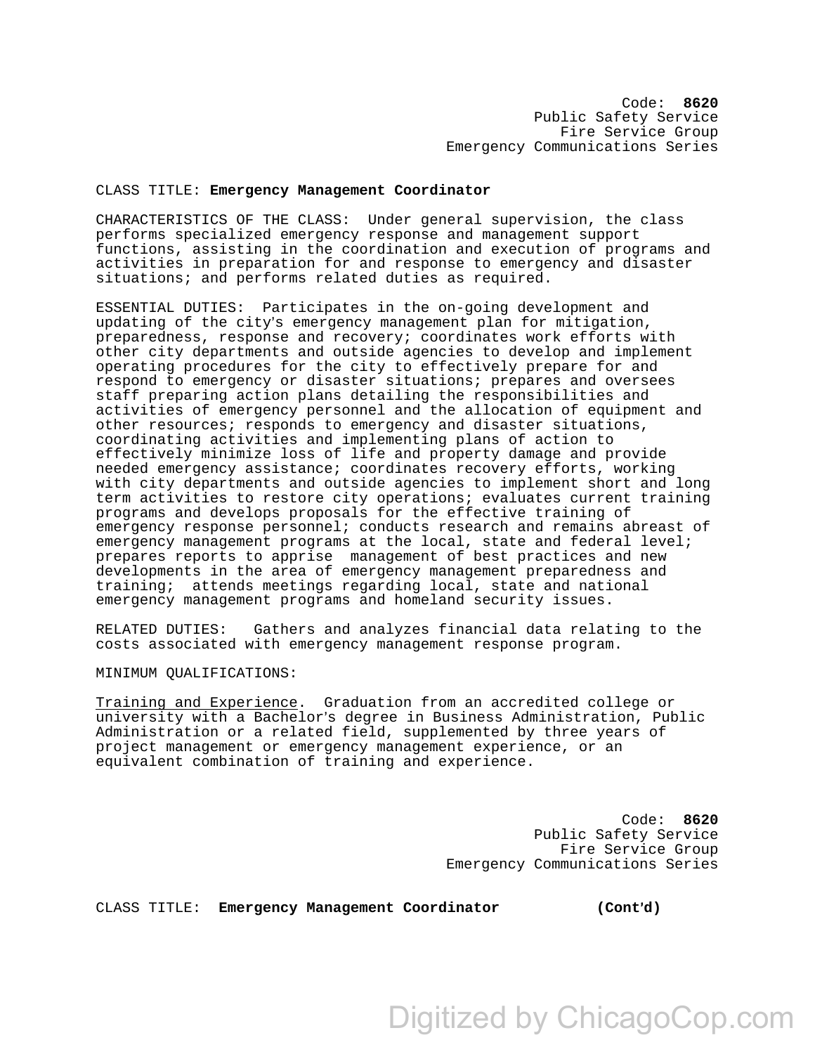Code: **8620**
Public Safety Service
Fire Service Group
Emergency Communications Series

CLASS TITLE: **Emergency Management Coordinator**

CHARACTERISTICS OF THE CLASS: Under general supervision, the class performs specialized emergency response and management support functions, assisting in the coordination and execution of programs and activities in preparation for and response to emergency and disaster situations; and performs related duties as required.

ESSENTIAL DUTIES: Participates in the on-going development and updating of the city's emergency management plan for mitigation, preparedness, response and recovery; coordinates work efforts with other city departments and outside agencies to develop and implement operating procedures for the city to effectively prepare for and respond to emergency or disaster situations; prepares and oversees staff preparing action plans detailing the responsibilities and activities of emergency personnel and the allocation of equipment and other resources; responds to emergency and disaster situations, coordinating activities and implementing plans of action to effectively minimize loss of life and property damage and provide needed emergency assistance; coordinates recovery efforts, working with city departments and outside agencies to implement short and long term activities to restore city operations; evaluates current training programs and develops proposals for the effective training of emergency response personnel; conducts research and remains abreast of emergency management programs at the local, state and federal level; prepares reports to apprise management of best practices and new developments in the area of emergency management preparedness and training; attends meetings regarding local, state and national emergency management programs and homeland security issues.

RELATED DUTIES: Gathers and analyzes financial data relating to the costs associated with emergency management response program.

MINIMUM QUALIFICATIONS:

Training and Experience. Graduation from an accredited college or university with a Bachelor's degree in Business Administration, Public Administration or a related field, supplemented by three years of project management or emergency management experience, or an equivalent combination of training and experience.

Code: **8620**
Public Safety Service
Fire Service Group
Emergency Communications Series

CLASS TITLE: **Emergency Management Coordinator** **(Cont'd)**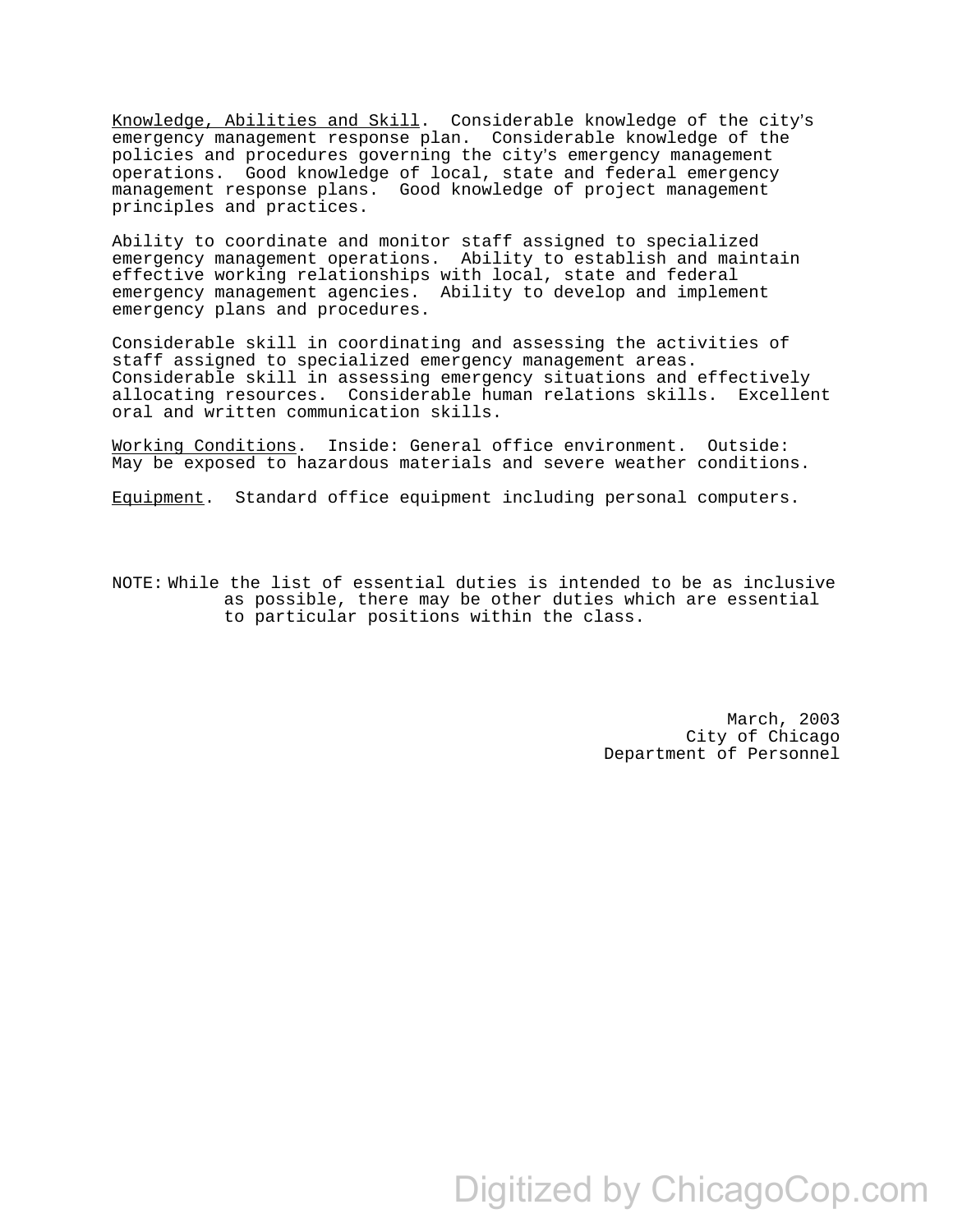Knowledge, Abilities and Skill. Considerable knowledge of the city's emergency management response plan. Considerable knowledge of the policies and procedures governing the city's emergency management operations. Good knowledge of local, state and federal emergency management response plans. Good knowledge of project management principles and practices.

Ability to coordinate and monitor staff assigned to specialized emergency management operations. Ability to establish and maintain effective working relationships with local, state and federal emergency management agencies. Ability to develop and implement emergency plans and procedures.

Considerable skill in coordinating and assessing the activities of staff assigned to specialized emergency management areas. Considerable skill in assessing emergency situations and effectively allocating resources. Considerable human relations skills. Excellent oral and written communication skills.

Working Conditions. Inside: General office environment. Outside: May be exposed to hazardous materials and severe weather conditions.

Equipment. Standard office equipment including personal computers.

NOTE: While the list of essential duties is intended to be as inclusive as possible, there may be other duties which are essential to particular positions within the class.

March, 2003
City of Chicago
Department of Personnel

Digitized by ChicagoCop.com